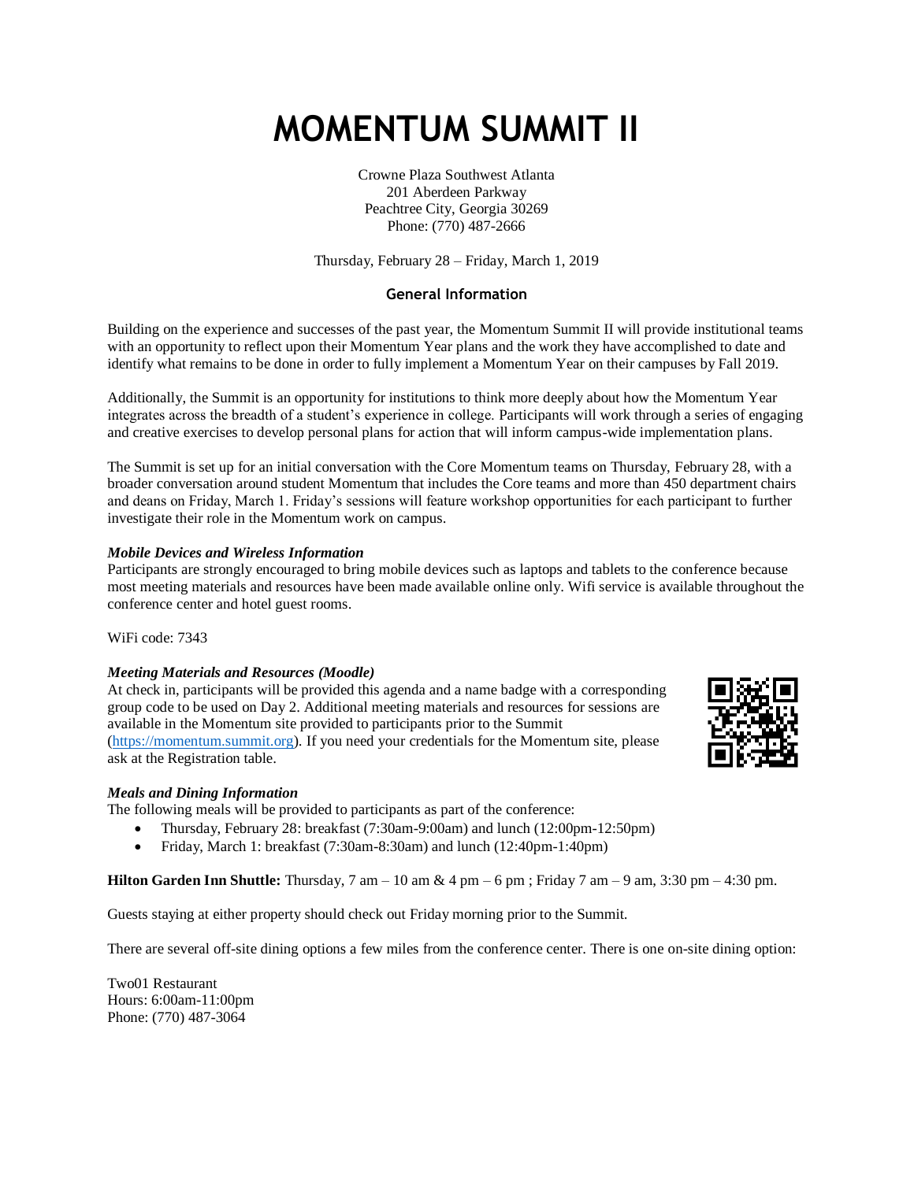# MOMENTUM SUMMIT II

Crowne Plaza Southwest Atlanta
201 Aberdeen Parkway
Peachtree City, Georgia 30269
Phone: (770) 487-2666

Thursday, February 28 – Friday, March 1, 2019

## General Information

Building on the experience and successes of the past year, the Momentum Summit II will provide institutional teams with an opportunity to reflect upon their Momentum Year plans and the work they have accomplished to date and identify what remains to be done in order to fully implement a Momentum Year on their campuses by Fall 2019.

Additionally, the Summit is an opportunity for institutions to think more deeply about how the Momentum Year integrates across the breadth of a student's experience in college. Participants will work through a series of engaging and creative exercises to develop personal plans for action that will inform campus-wide implementation plans.

The Summit is set up for an initial conversation with the Core Momentum teams on Thursday, February 28, with a broader conversation around student Momentum that includes the Core teams and more than 450 department chairs and deans on Friday, March 1. Friday's sessions will feature workshop opportunities for each participant to further investigate their role in the Momentum work on campus.

***Mobile Devices and Wireless Information***

Participants are strongly encouraged to bring mobile devices such as laptops and tablets to the conference because most meeting materials and resources have been made available online only. Wifi service is available throughout the conference center and hotel guest rooms.

WiFi code: 7343

***Meeting Materials and Resources (Moodle)***

At check in, participants will be provided this agenda and a name badge with a corresponding group code to be used on Day 2. Additional meeting materials and resources for sessions are available in the Momentum site provided to participants prior to the Summit ([https://momentum.summit.org](https://momentum.summit.org)). If you need your credentials for the Momentum site, please ask at the Registration table.

***Meals and Dining Information***

The following meals will be provided to participants as part of the conference:

- Thursday, February 28: breakfast (7:30am-9:00am) and lunch (12:00pm-12:50pm)
- Friday, March 1: breakfast (7:30am-8:30am) and lunch (12:40pm-1:40pm)

**Hilton Garden Inn Shuttle:** Thursday, 7 am – 10 am & 4 pm – 6 pm ; Friday 7 am – 9 am, 3:30 pm – 4:30 pm.

Guests staying at either property should check out Friday morning prior to the Summit.

There are several off-site dining options a few miles from the conference center. There is one on-site dining option:

Two01 Restaurant
Hours: 6:00am-11:00pm
Phone: (770) 487-3064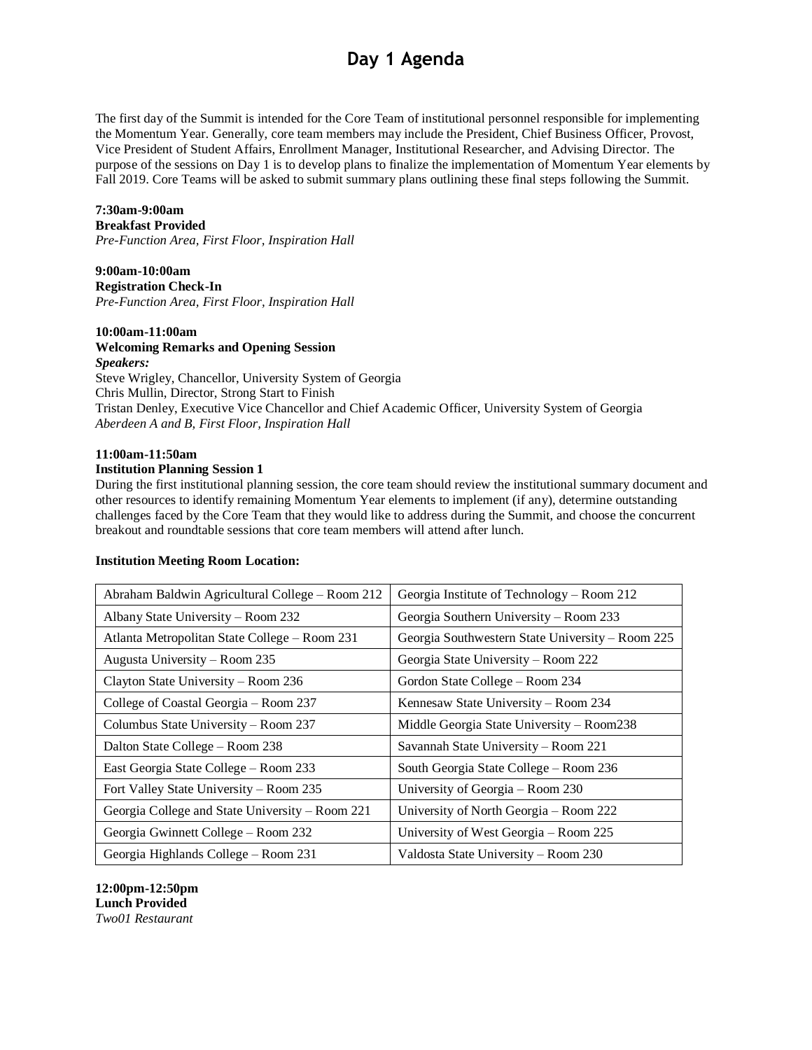# Day 1 Agenda

The first day of the Summit is intended for the Core Team of institutional personnel responsible for implementing the Momentum Year. Generally, core team members may include the President, Chief Business Officer, Provost, Vice President of Student Affairs, Enrollment Manager, Institutional Researcher, and Advising Director. The purpose of the sessions on Day 1 is to develop plans to finalize the implementation of Momentum Year elements by Fall 2019. Core Teams will be asked to submit summary plans outlining these final steps following the Summit.

**7:30am-9:00am**
**Breakfast Provided**
*Pre-Function Area, First Floor, Inspiration Hall*

**9:00am-10:00am**
**Registration Check-In**
*Pre-Function Area, First Floor, Inspiration Hall*

**10:00am-11:00am**
**Welcoming Remarks and Opening Session**
***Speakers:***
Steve Wrigley, Chancellor, University System of Georgia
Chris Mullin, Director, Strong Start to Finish
Tristan Denley, Executive Vice Chancellor and Chief Academic Officer, University System of Georgia
*Aberdeen A and B, First Floor, Inspiration Hall*

**11:00am-11:50am**
**Institution Planning Session 1**
During the first institutional planning session, the core team should review the institutional summary document and other resources to identify remaining Momentum Year elements to implement (if any), determine outstanding challenges faced by the Core Team that they would like to address during the Summit, and choose the concurrent breakout and roundtable sessions that core team members will attend after lunch.

**Institution Meeting Room Location:**

| | |
|---|---|
| Abraham Baldwin Agricultural College – Room 212 | Georgia Institute of Technology – Room 212 |
| Albany State University – Room 232 | Georgia Southern University – Room 233 |
| Atlanta Metropolitan State College – Room 231 | Georgia Southwestern State University – Room 225 |
| Augusta University – Room 235 | Georgia State University – Room 222 |
| Clayton State University – Room 236 | Gordon State College – Room 234 |
| College of Coastal Georgia – Room 237 | Kennesaw State University – Room 234 |
| Columbus State University – Room 237 | Middle Georgia State University – Room238 |
| Dalton State College – Room 238 | Savannah State University – Room 221 |
| East Georgia State College – Room 233 | South Georgia State College – Room 236 |
| Fort Valley State University – Room 235 | University of Georgia – Room 230 |
| Georgia College and State University – Room 221 | University of North Georgia – Room 222 |
| Georgia Gwinnett College – Room 232 | University of West Georgia – Room 225 |
| Georgia Highlands College – Room 231 | Valdosta State University – Room 230 |

**12:00pm-12:50pm**
**Lunch Provided**
*Two01 Restaurant*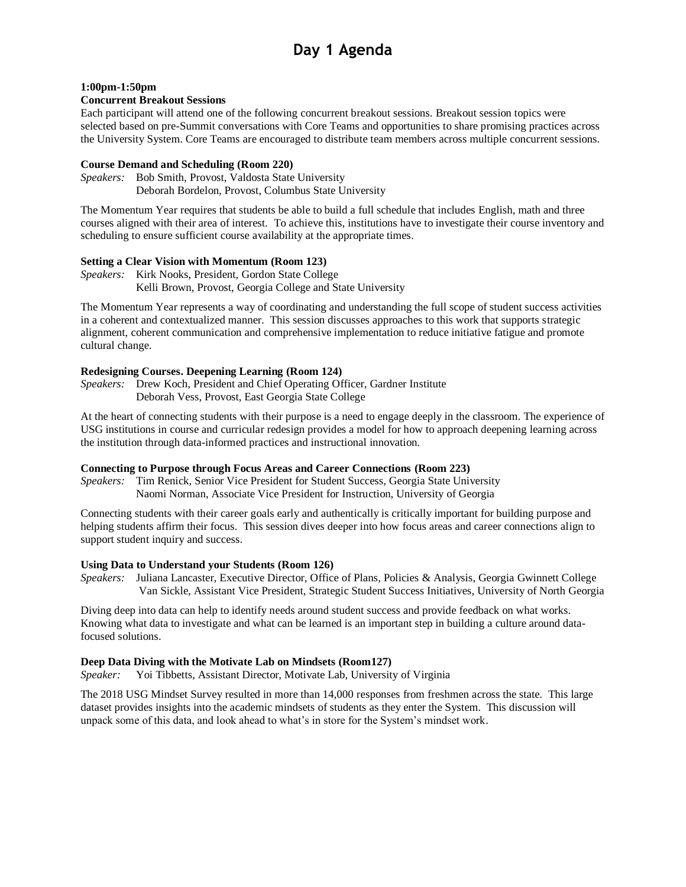# Day 1 Agenda

**1:00pm-1:50pm**
**Concurrent Breakout Sessions**
Each participant will attend one of the following concurrent breakout sessions. Breakout session topics were selected based on pre-Summit conversations with Core Teams and opportunities to share promising practices across the University System. Core Teams are encouraged to distribute team members across multiple concurrent sessions.

**Course Demand and Scheduling (Room 220)**
*Speakers:* Bob Smith, Provost, Valdosta State University
Deborah Bordelon, Provost, Columbus State University

The Momentum Year requires that students be able to build a full schedule that includes English, math and three courses aligned with their area of interest. To achieve this, institutions have to investigate their course inventory and scheduling to ensure sufficient course availability at the appropriate times.

**Setting a Clear Vision with Momentum (Room 123)**
*Speakers:* Kirk Nooks, President, Gordon State College
Kelli Brown, Provost, Georgia College and State University

The Momentum Year represents a way of coordinating and understanding the full scope of student success activities in a coherent and contextualized manner. This session discusses approaches to this work that supports strategic alignment, coherent communication and comprehensive implementation to reduce initiative fatigue and promote cultural change.

**Redesigning Courses. Deepening Learning (Room 124)**
*Speakers:* Drew Koch, President and Chief Operating Officer, Gardner Institute
Deborah Vess, Provost, East Georgia State College

At the heart of connecting students with their purpose is a need to engage deeply in the classroom. The experience of USG institutions in course and curricular redesign provides a model for how to approach deepening learning across the institution through data-informed practices and instructional innovation.

**Connecting to Purpose through Focus Areas and Career Connections (Room 223)**
*Speakers:* Tim Renick, Senior Vice President for Student Success, Georgia State University
Naomi Norman, Associate Vice President for Instruction, University of Georgia

Connecting students with their career goals early and authentically is critically important for building purpose and helping students affirm their focus. This session dives deeper into how focus areas and career connections align to support student inquiry and success.

**Using Data to Understand your Students (Room 126)**
*Speakers:* Juliana Lancaster, Executive Director, Office of Plans, Policies & Analysis, Georgia Gwinnett College
Van Sickle, Assistant Vice President, Strategic Student Success Initiatives, University of North Georgia

Diving deep into data can help to identify needs around student success and provide feedback on what works. Knowing what data to investigate and what can be learned is an important step in building a culture around data-focused solutions.

**Deep Data Diving with the Motivate Lab on Mindsets (Room127)**
*Speaker:* Yoi Tibbetts, Assistant Director, Motivate Lab, University of Virginia

The 2018 USG Mindset Survey resulted in more than 14,000 responses from freshmen across the state. This large dataset provides insights into the academic mindsets of students as they enter the System. This discussion will unpack some of this data, and look ahead to what's in store for the System's mindset work.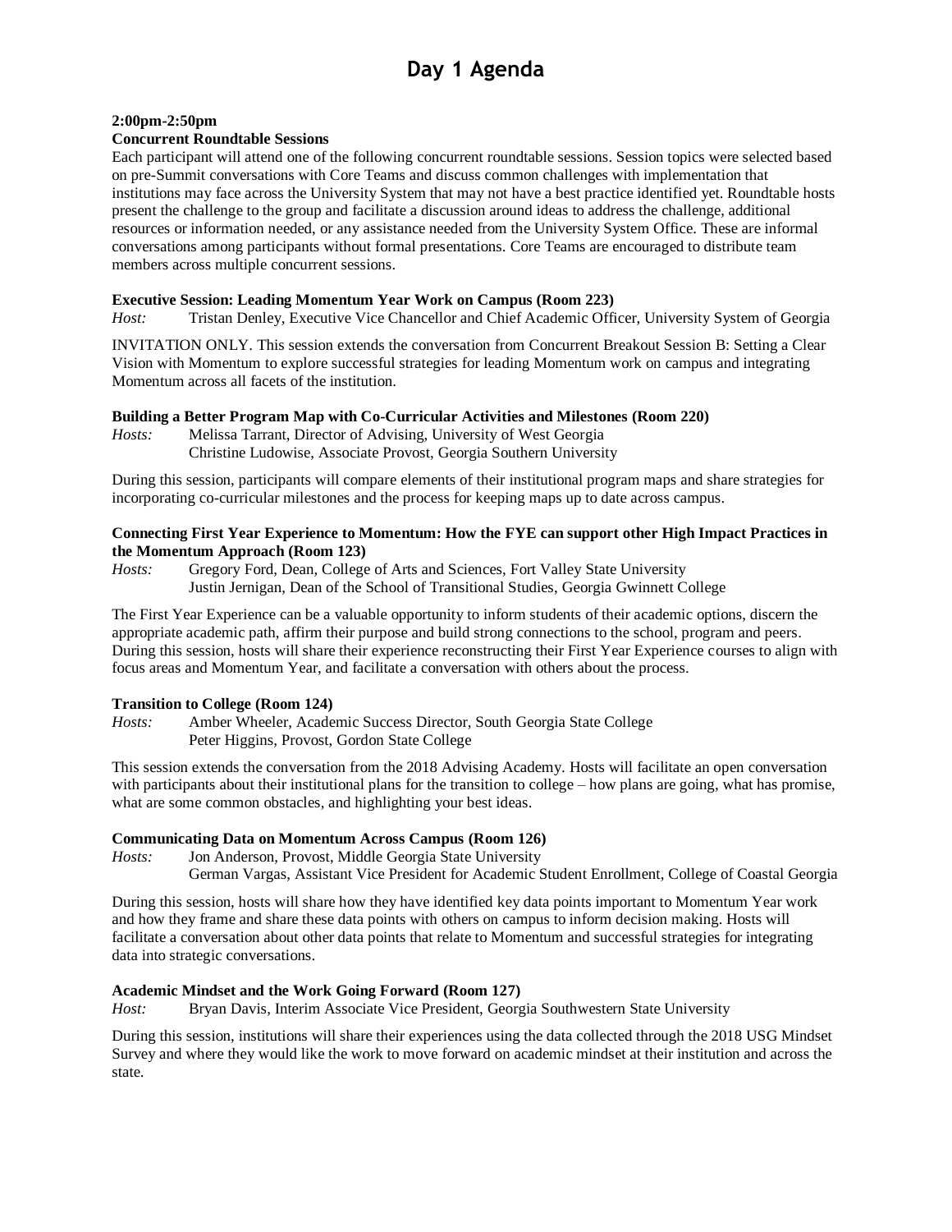# Day 1 Agenda

**2:00pm-2:50pm**
**Concurrent Roundtable Sessions**
Each participant will attend one of the following concurrent roundtable sessions. Session topics were selected based on pre-Summit conversations with Core Teams and discuss common challenges with implementation that institutions may face across the University System that may not have a best practice identified yet. Roundtable hosts present the challenge to the group and facilitate a discussion around ideas to address the challenge, additional resources or information needed, or any assistance needed from the University System Office. These are informal conversations among participants without formal presentations. Core Teams are encouraged to distribute team members across multiple concurrent sessions.

**Executive Session: Leading Momentum Year Work on Campus (Room 223)**
*Host:* Tristan Denley, Executive Vice Chancellor and Chief Academic Officer, University System of Georgia

INVITATION ONLY. This session extends the conversation from Concurrent Breakout Session B: Setting a Clear Vision with Momentum to explore successful strategies for leading Momentum work on campus and integrating Momentum across all facets of the institution.

**Building a Better Program Map with Co-Curricular Activities and Milestones (Room 220)**
*Hosts:* Melissa Tarrant, Director of Advising, University of West Georgia
Christine Ludowise, Associate Provost, Georgia Southern University

During this session, participants will compare elements of their institutional program maps and share strategies for incorporating co-curricular milestones and the process for keeping maps up to date across campus.

**Connecting First Year Experience to Momentum: How the FYE can support other High Impact Practices in the Momentum Approach (Room 123)**
*Hosts:* Gregory Ford, Dean, College of Arts and Sciences, Fort Valley State University
Justin Jernigan, Dean of the School of Transitional Studies, Georgia Gwinnett College

The First Year Experience can be a valuable opportunity to inform students of their academic options, discern the appropriate academic path, affirm their purpose and build strong connections to the school, program and peers. During this session, hosts will share their experience reconstructing their First Year Experience courses to align with focus areas and Momentum Year, and facilitate a conversation with others about the process.

**Transition to College (Room 124)**
*Hosts:* Amber Wheeler, Academic Success Director, South Georgia State College
Peter Higgins, Provost, Gordon State College

This session extends the conversation from the 2018 Advising Academy. Hosts will facilitate an open conversation with participants about their institutional plans for the transition to college – how plans are going, what has promise, what are some common obstacles, and highlighting your best ideas.

**Communicating Data on Momentum Across Campus (Room 126)**
*Hosts:* Jon Anderson, Provost, Middle Georgia State University
German Vargas, Assistant Vice President for Academic Student Enrollment, College of Coastal Georgia

During this session, hosts will share how they have identified key data points important to Momentum Year work and how they frame and share these data points with others on campus to inform decision making. Hosts will facilitate a conversation about other data points that relate to Momentum and successful strategies for integrating data into strategic conversations.

**Academic Mindset and the Work Going Forward (Room 127)**
*Host:* Bryan Davis, Interim Associate Vice President, Georgia Southwestern State University

During this session, institutions will share their experiences using the data collected through the 2018 USG Mindset Survey and where they would like the work to move forward on academic mindset at their institution and across the state.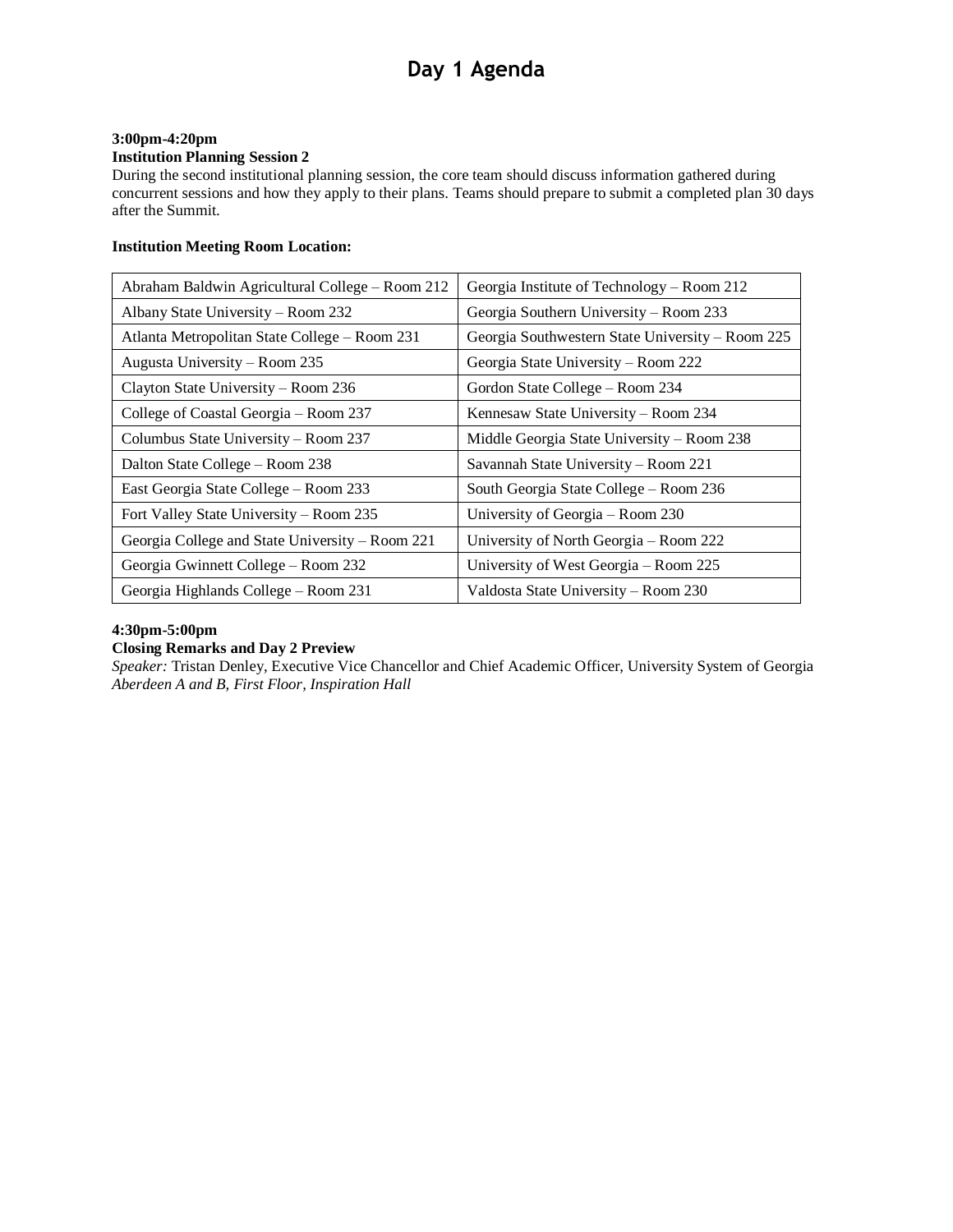# Day 1 Agenda

**3:00pm-4:20pm**
**Institution Planning Session 2**
During the second institutional planning session, the core team should discuss information gathered during concurrent sessions and how they apply to their plans. Teams should prepare to submit a completed plan 30 days after the Summit.

**Institution Meeting Room Location:**

| | |
|---|---|
| Abraham Baldwin Agricultural College – Room 212 | Georgia Institute of Technology – Room 212 |
| Albany State University – Room 232 | Georgia Southern University – Room 233 |
| Atlanta Metropolitan State College – Room 231 | Georgia Southwestern State University – Room 225 |
| Augusta University – Room 235 | Georgia State University – Room 222 |
| Clayton State University – Room 236 | Gordon State College – Room 234 |
| College of Coastal Georgia – Room 237 | Kennesaw State University – Room 234 |
| Columbus State University – Room 237 | Middle Georgia State University – Room 238 |
| Dalton State College – Room 238 | Savannah State University – Room 221 |
| East Georgia State College – Room 233 | South Georgia State College – Room 236 |
| Fort Valley State University – Room 235 | University of Georgia – Room 230 |
| Georgia College and State University – Room 221 | University of North Georgia – Room 222 |
| Georgia Gwinnett College – Room 232 | University of West Georgia – Room 225 |
| Georgia Highlands College – Room 231 | Valdosta State University – Room 230 |

**4:30pm-5:00pm**
**Closing Remarks and Day 2 Preview**
*Speaker:* Tristan Denley, Executive Vice Chancellor and Chief Academic Officer, University System of Georgia
*Aberdeen A and B, First Floor, Inspiration Hall*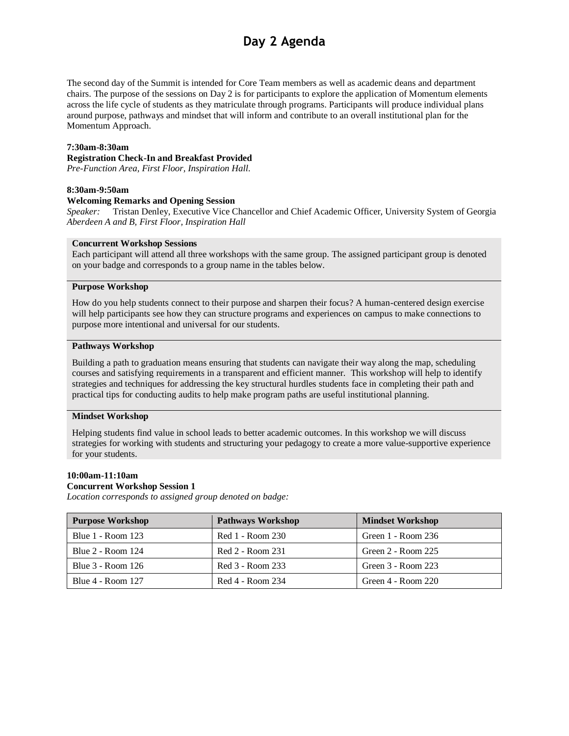# Day 2 Agenda

The second day of the Summit is intended for Core Team members as well as academic deans and department chairs. The purpose of the sessions on Day 2 is for participants to explore the application of Momentum elements across the life cycle of students as they matriculate through programs. Participants will produce individual plans around purpose, pathways and mindset that will inform and contribute to an overall institutional plan for the Momentum Approach.

**7:30am-8:30am**
**Registration Check-In and Breakfast Provided**
*Pre-Function Area, First Floor, Inspiration Hall.*

**8:30am-9:50am**
**Welcoming Remarks and Opening Session**
*Speaker:* Tristan Denley, Executive Vice Chancellor and Chief Academic Officer, University System of Georgia
*Aberdeen A and B, First Floor, Inspiration Hall*

**Concurrent Workshop Sessions**
Each participant will attend all three workshops with the same group. The assigned participant group is denoted on your badge and corresponds to a group name in the tables below.

**Purpose Workshop**

How do you help students connect to their purpose and sharpen their focus? A human-centered design exercise will help participants see how they can structure programs and experiences on campus to make connections to purpose more intentional and universal for our students.

**Pathways Workshop**

Building a path to graduation means ensuring that students can navigate their way along the map, scheduling courses and satisfying requirements in a transparent and efficient manner. This workshop will help to identify strategies and techniques for addressing the key structural hurdles students face in completing their path and practical tips for conducting audits to help make program paths are useful institutional planning.

**Mindset Workshop**

Helping students find value in school leads to better academic outcomes. In this workshop we will discuss strategies for working with students and structuring your pedagogy to create a more value-supportive experience for your students.

**10:00am-11:10am**
**Concurrent Workshop Session 1**
*Location corresponds to assigned group denoted on badge:*

| Purpose Workshop | Pathways Workshop | Mindset Workshop |
|---|---|---|
| Blue 1 - Room 123 | Red 1 - Room 230 | Green 1 - Room 236 |
| Blue 2 - Room 124 | Red 2 - Room 231 | Green 2 - Room 225 |
| Blue 3 - Room 126 | Red 3 - Room 233 | Green 3 - Room 223 |
| Blue 4 - Room 127 | Red 4 - Room 234 | Green 4 - Room 220 |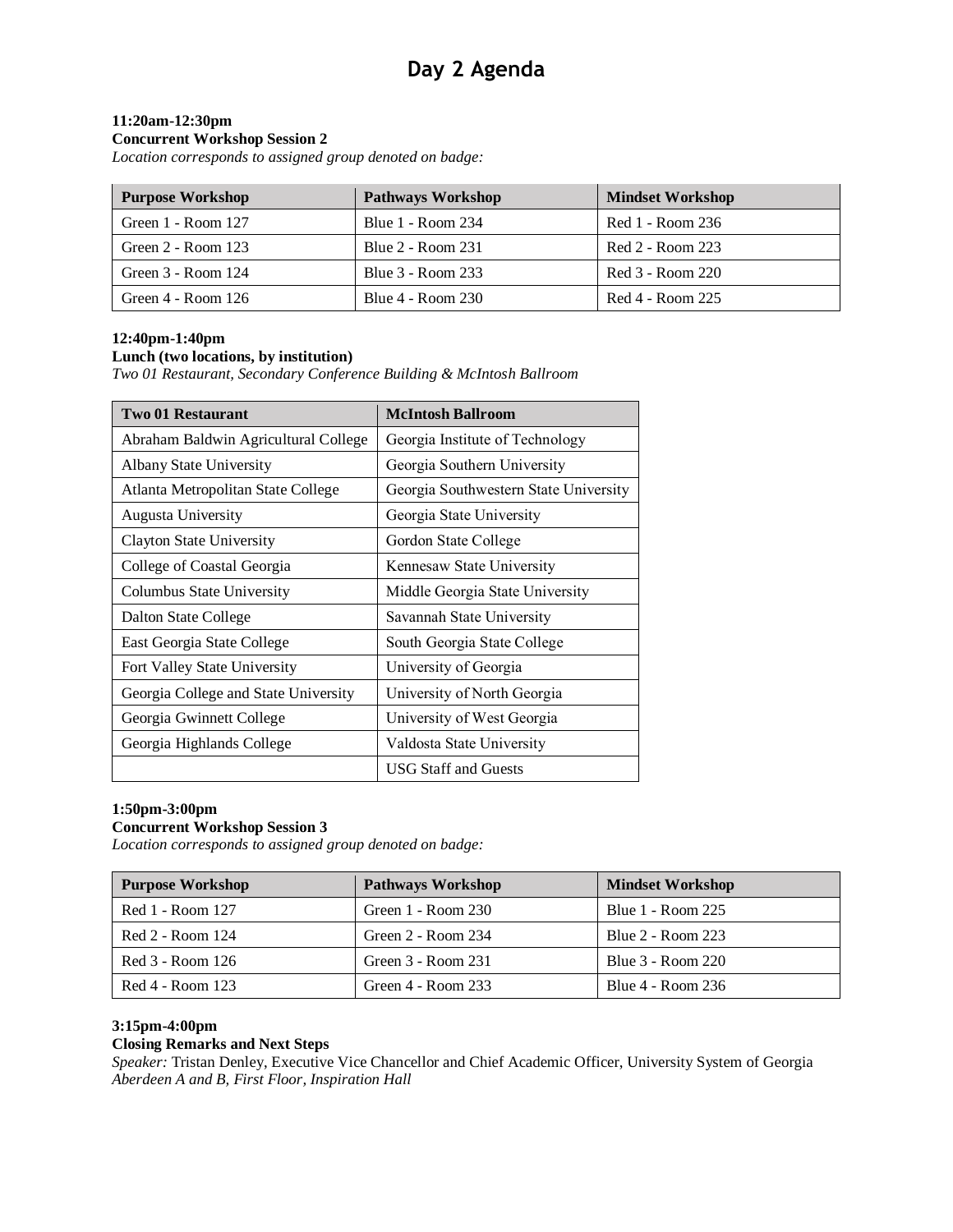# Day 2 Agenda

**11:20am-12:30pm**
**Concurrent Workshop Session 2**
*Location corresponds to assigned group denoted on badge:*

| Purpose Workshop | Pathways Workshop | Mindset Workshop |
|---|---|---|
| Green 1 - Room 127 | Blue 1 - Room 234 | Red 1 - Room 236 |
| Green 2 - Room 123 | Blue 2 - Room 231 | Red 2 - Room 223 |
| Green 3 - Room 124 | Blue 3 - Room 233 | Red 3 - Room 220 |
| Green 4 - Room 126 | Blue 4 - Room 230 | Red 4 - Room 225 |

**12:40pm-1:40pm**
**Lunch (two locations, by institution)**
*Two 01 Restaurant, Secondary Conference Building & McIntosh Ballroom*

| Two 01 Restaurant | McIntosh Ballroom |
|---|---|
| Abraham Baldwin Agricultural College | Georgia Institute of Technology |
| Albany State University | Georgia Southern University |
| Atlanta Metropolitan State College | Georgia Southwestern State University |
| Augusta University | Georgia State University |
| Clayton State University | Gordon State College |
| College of Coastal Georgia | Kennesaw State University |
| Columbus State University | Middle Georgia State University |
| Dalton State College | Savannah State University |
| East Georgia State College | South Georgia State College |
| Fort Valley State University | University of Georgia |
| Georgia College and State University | University of North Georgia |
| Georgia Gwinnett College | University of West Georgia |
| Georgia Highlands College | Valdosta State University |
| | USG Staff and Guests |

**1:50pm-3:00pm**
**Concurrent Workshop Session 3**
*Location corresponds to assigned group denoted on badge:*

| Purpose Workshop | Pathways Workshop | Mindset Workshop |
|---|---|---|
| Red 1 - Room 127 | Green 1 - Room 230 | Blue 1 - Room 225 |
| Red 2 - Room 124 | Green 2 - Room 234 | Blue 2 - Room 223 |
| Red 3 - Room 126 | Green 3 - Room 231 | Blue 3 - Room 220 |
| Red 4 - Room 123 | Green 4 - Room 233 | Blue 4 - Room 236 |

**3:15pm-4:00pm**
**Closing Remarks and Next Steps**
*Speaker:* Tristan Denley, Executive Vice Chancellor and Chief Academic Officer, University System of Georgia
*Aberdeen A and B, First Floor, Inspiration Hall*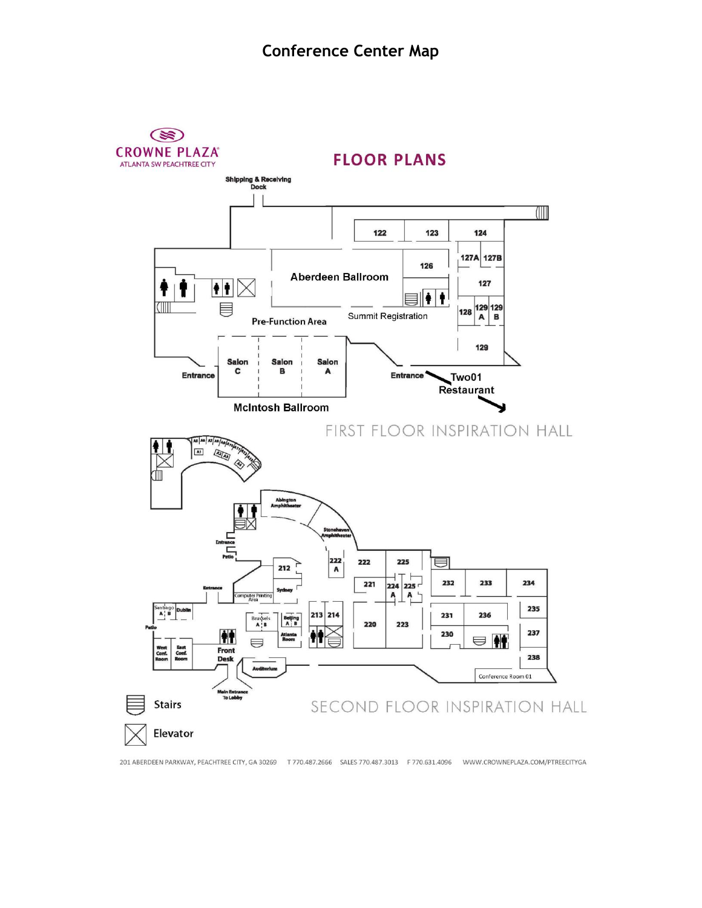# Conference Center Map

CROWNE PLAZA
ATLANTA SW PEACHTREE CITY

FLOOR PLANS

Shipping & Receiving Dock

122
123
124
126
127A
127B
127
128
129 A
129 B
129
Aberdeen Ballroom
Pre-Function Area
Summit Registration
Entrance
Salon C
Salon B
Salon A
Entrance
Two01 Restaurant
McIntosh Ballroom

FIRST FLOOR INSPIRATION HALL

A1
A2
A3
A4
Abington Amphitheater
Stonehaven Amphitheater
Entrance
Patio
Entrance
212
Sydney
Computer Printing Area
222 A
222
225
221
224 A
225 A
232
233
234
235
Santiago A B
Dublin
Patio
Brussels A B
Beijing A B
Atlanta Room
213
214
220
223
231
236
230
237
West Conf. Room
East Conf. Room
Front Desk
Auditorium
238
Conference Room 01
Main Entrance To Lobby

Stairs
Elevator

SECOND FLOOR INSPIRATION HALL

201 ABERDEEN PARKWAY, PEACHTREE CITY, GA 30269 T 770.487.2666 SALES 770.487.3013 F 770.631.4096 WWW.CROWNEPLAZA.COM/PTREECITYGA